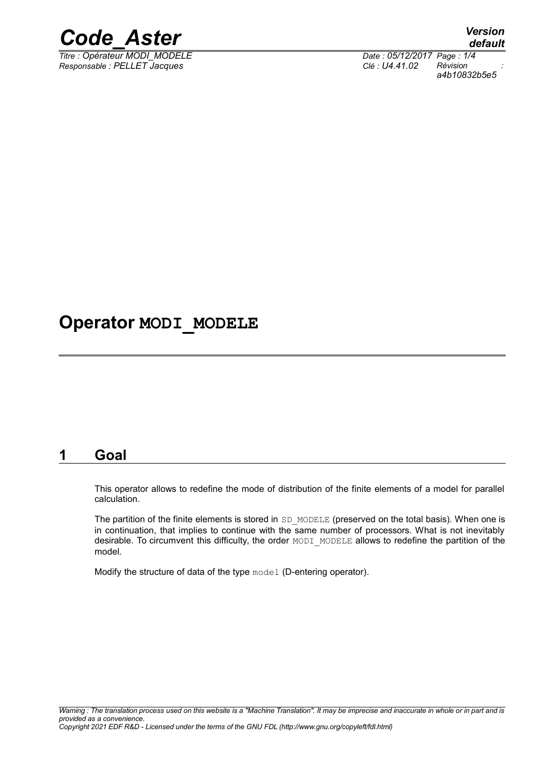# Operator MODI_MODELE

## 1 Goal

This operator allows to redefine the mode of distribution of the finite elements of a model for parallel calculation.

The partition of the finite elements is stored in `SD_MODELE` (preserved on the total basis). When one is in continuation, that implies to continue with the same number of processors. What is not inevitably desirable. To circumvent this difficulty, the order `MODI_MODELE` allows to redefine the partition of the model.

Modify the structure of data of the type `model` (D-entering operator).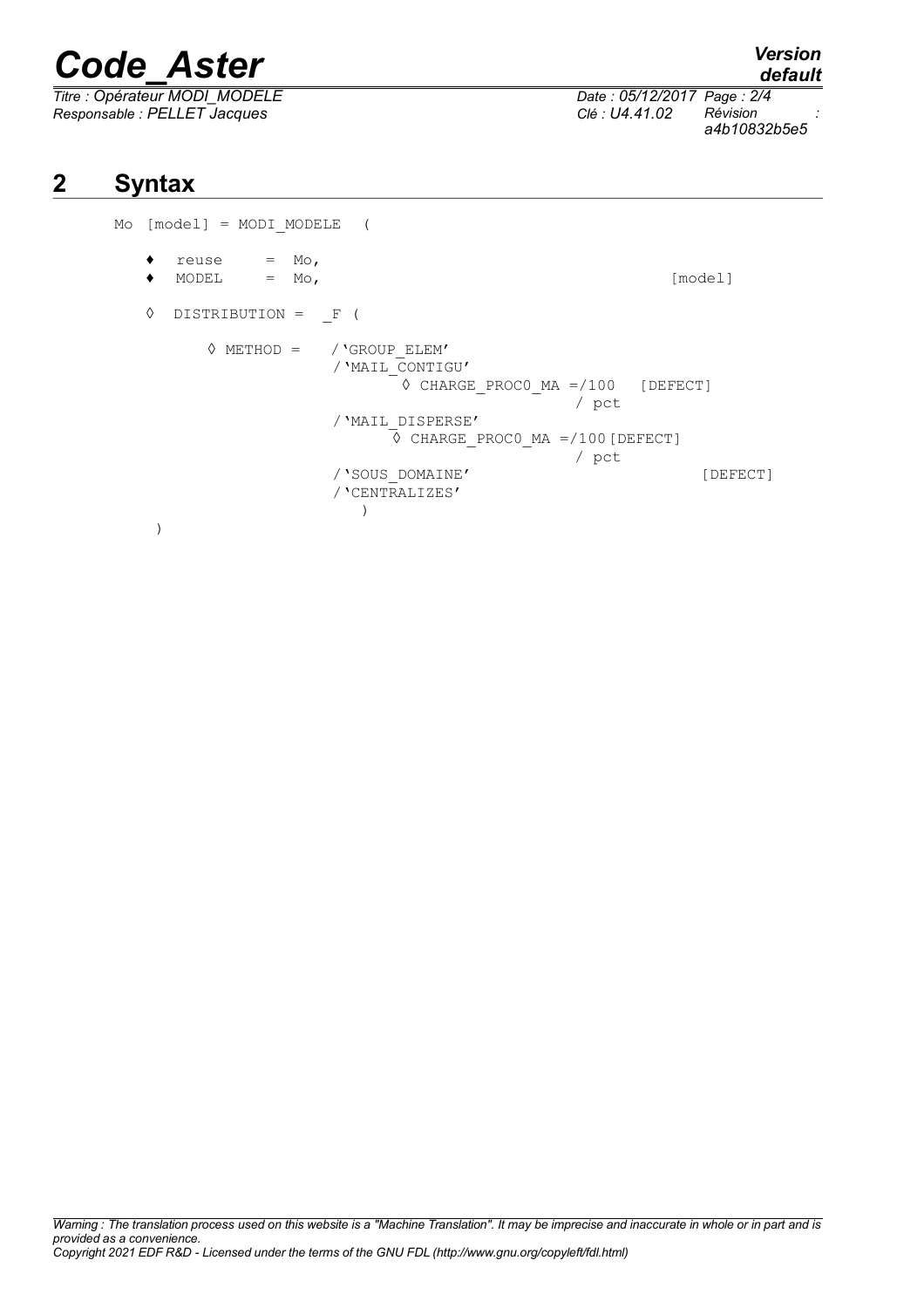## 2 Syntax

```
Mo [model] = MODI_MODELE  (

    ♦  reuse     =  Mo,
    ♦  MODEL     =  Mo,                                            [model]

    ◊  DISTRIBUTION =  _F (

          ◊ METHOD =    /'GROUP_ELEM'
                        /'MAIL_CONTIGU'
                               ◊ CHARGE_PROC0_MA =/100   [DEFECT]
                                                 / pct
                        /'MAIL_DISPERSE'
                              ◊ CHARGE_PROC0_MA =/100 [DEFECT]
                                                 / pct
                        /'SOUS_DOMAINE'                            [DEFECT]
                        /'CENTRALIZES'
                           )
     )
```

*Warning : The translation process used on this website is a "Machine Translation". It may be imprecise and inaccurate in whole or in part and is provided as a convenience.*
*Copyright 2021 EDF R&D - Licensed under the terms of the GNU FDL (http://www.gnu.org/copyleft/fdl.html)*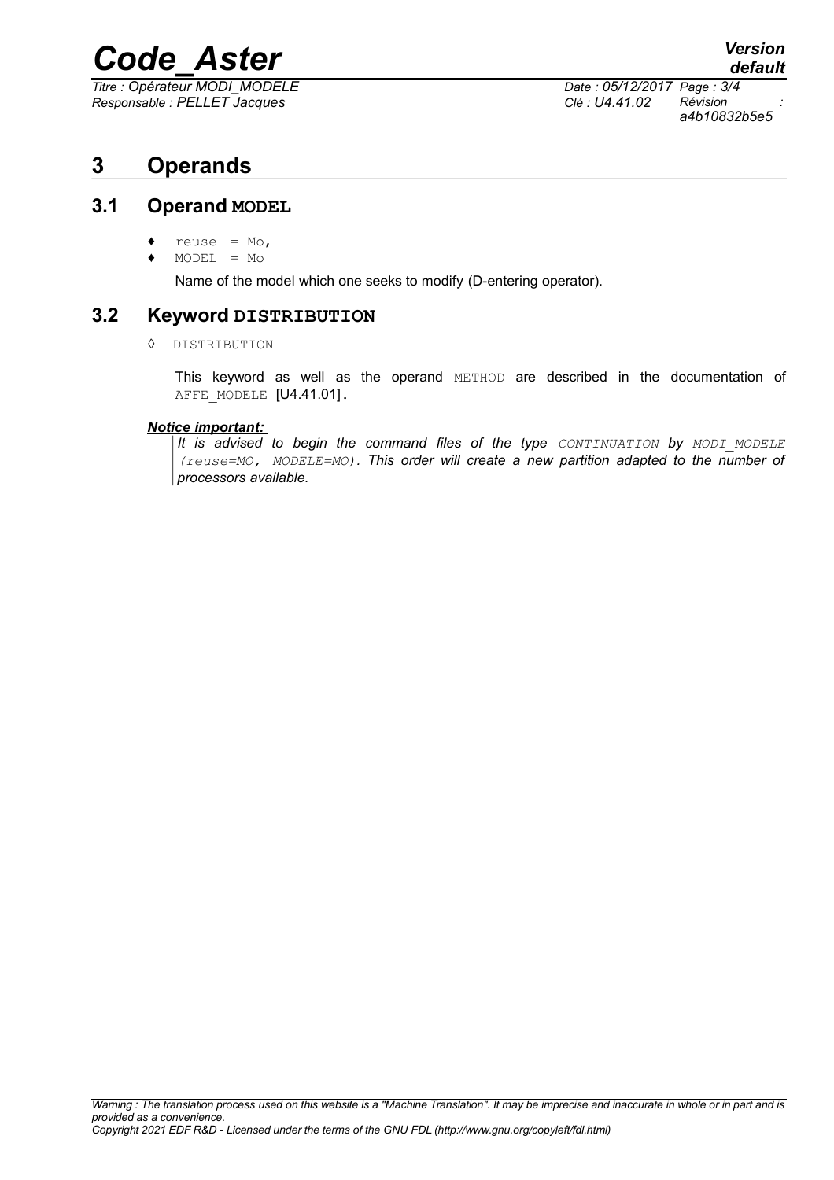# 3 Operands

## 3.1 Operand MODEL

- ♦ `reuse = Mo,`
- ♦ `MODEL = Mo`

Name of the model which one seeks to modify (D-entering operator).

## 3.2 Keyword DISTRIBUTION

◊ `DISTRIBUTION`

This keyword as well as the operand `METHOD` are described in the documentation of `AFFE_MODELE` [U4.41.01].

***Notice important:***

*It is advised to begin the command files of the type `CONTINUATION` by `MODI_MODELE (reuse=MO, MODELE=MO)`. This order will create a new partition adapted to the number of processors available.*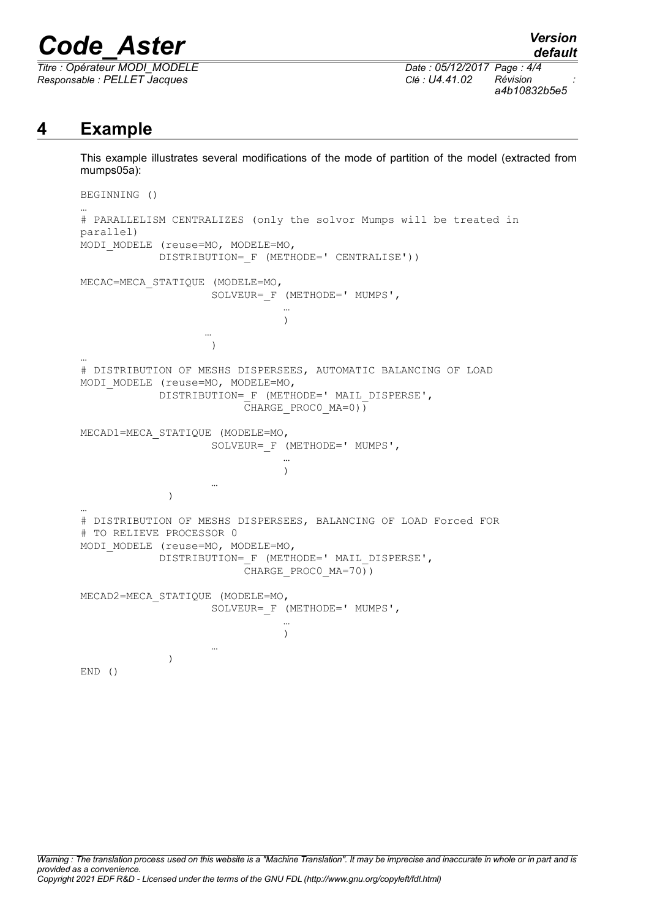# 4 Example

This example illustrates several modifications of the mode of partition of the model (extracted from mumps05a):

```
BEGINNING ()
…
# PARALLELISM CENTRALIZES (only the solvor Mumps will be treated in
parallel)
MODI_MODELE (reuse=MO, MODELE=MO,
            DISTRIBUTION=_F (METHODE=' CENTRALISE'))

MECAC=MECA_STATIQUE (MODELE=MO,
                    SOLVEUR=_F (METHODE=' MUMPS',
                                …
                                )
                  …
                   )
…
# DISTRIBUTION OF MESHS DISPERSEES, AUTOMATIC BALANCING OF LOAD
MODI_MODELE (reuse=MO, MODELE=MO,
            DISTRIBUTION=_F (METHODE=' MAIL_DISPERSE',
                         CHARGE_PROC0_MA=0))

MECAD1=MECA_STATIQUE (MODELE=MO,
                    SOLVEUR=_F (METHODE=' MUMPS',
                                …
                                )
                    …
             )
…
# DISTRIBUTION OF MESHS DISPERSEES, BALANCING OF LOAD Forced FOR
# TO RELIEVE PROCESSOR 0
MODI_MODELE (reuse=MO, MODELE=MO,
            DISTRIBUTION=_F (METHODE=' MAIL_DISPERSE',
                         CHARGE_PROC0_MA=70))

MECAD2=MECA_STATIQUE (MODELE=MO,
                    SOLVEUR=_F (METHODE=' MUMPS',
                                …
                                )
                    …
             )
END ()
```